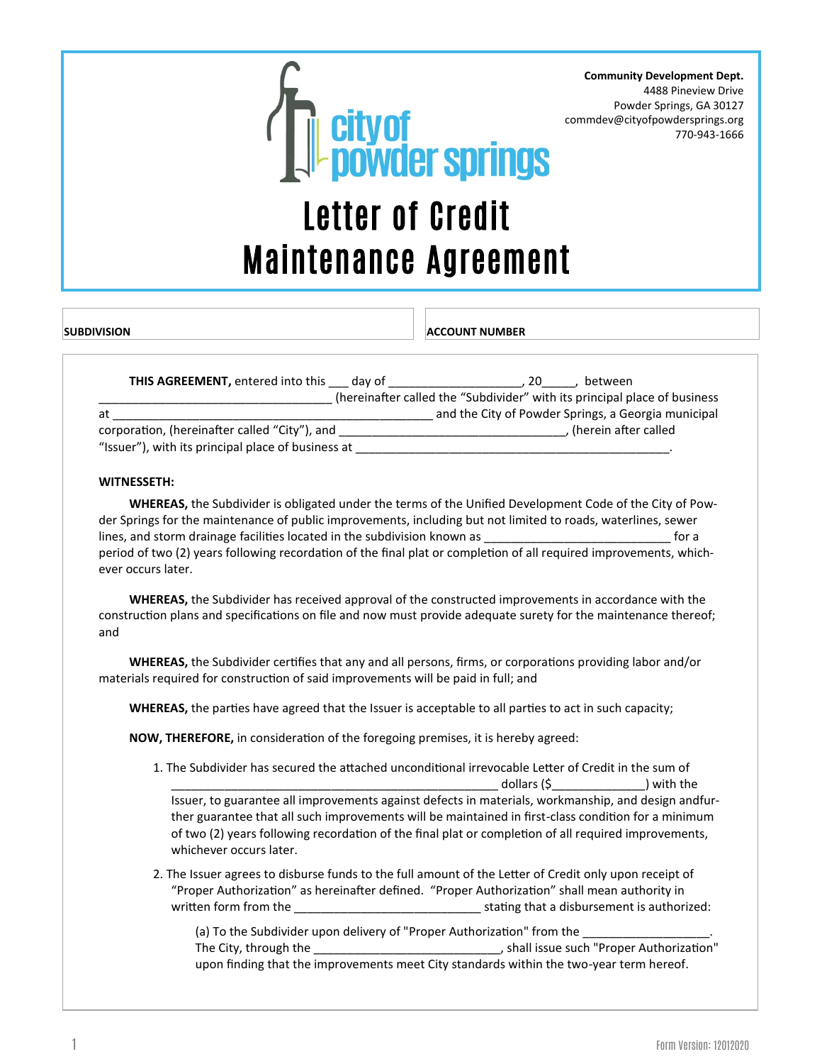**Community Development Dept.**
4488 Pineview Drive
Powder Springs, GA 30127
commdev@cityofpowdersprings.org
770-943-1666

city of powder springs

# Letter of Credit Maintenance Agreement

| SUBDIVISION | ACCOUNT NUMBER |
|---|---|
| | |

**THIS AGREEMENT,** entered into this ___ day of ___________________, 20_____, between _________________________________ (hereinafter called the "Subdivider" with its principal place of business at _____________________________________________ and the City of Powder Springs, a Georgia municipal corporation, (hereinafter called "City"), and _________________________________, (herein after called "Issuer"), with its principal place of business at ____________________________________________.

**WITNESSETH:**

**WHEREAS,** the Subdivider is obligated under the terms of the Unified Development Code of the City of Powder Springs for the maintenance of public improvements, including but not limited to roads, waterlines, sewer lines, and storm drainage facilities located in the subdivision known as ___________________________ for a period of two (2) years following recordation of the final plat or completion of all required improvements, whichever occurs later.

**WHEREAS,** the Subdivider has received approval of the constructed improvements in accordance with the construction plans and specifications on file and now must provide adequate surety for the maintenance thereof; and

**WHEREAS,** the Subdivider certifies that any and all persons, firms, or corporations providing labor and/or materials required for construction of said improvements will be paid in full; and

**WHEREAS,** the parties have agreed that the Issuer is acceptable to all parties to act in such capacity;

**NOW, THEREFORE,** in consideration of the foregoing premises, it is hereby agreed:

1. The Subdivider has secured the attached unconditional irrevocable Letter of Credit in the sum of _______________________________________________ dollars ($_____________) with the Issuer, to guarantee all improvements against defects in materials, workmanship, and design andfurther guarantee that all such improvements will be maintained in first-class condition for a minimum of two (2) years following recordation of the final plat or completion of all required improvements, whichever occurs later.

2. The Issuer agrees to disburse funds to the full amount of the Letter of Credit only upon receipt of "Proper Authorization" as hereinafter defined. "Proper Authorization" shall mean authority in written form from the ___________________________ stating that a disbursement is authorized:

   (a) To the Subdivider upon delivery of "Proper Authorization" from the __________________. The City, through the ___________________________, shall issue such "Proper Authorization" upon finding that the improvements meet City standards within the two-year term hereof.

Form Version: 12012020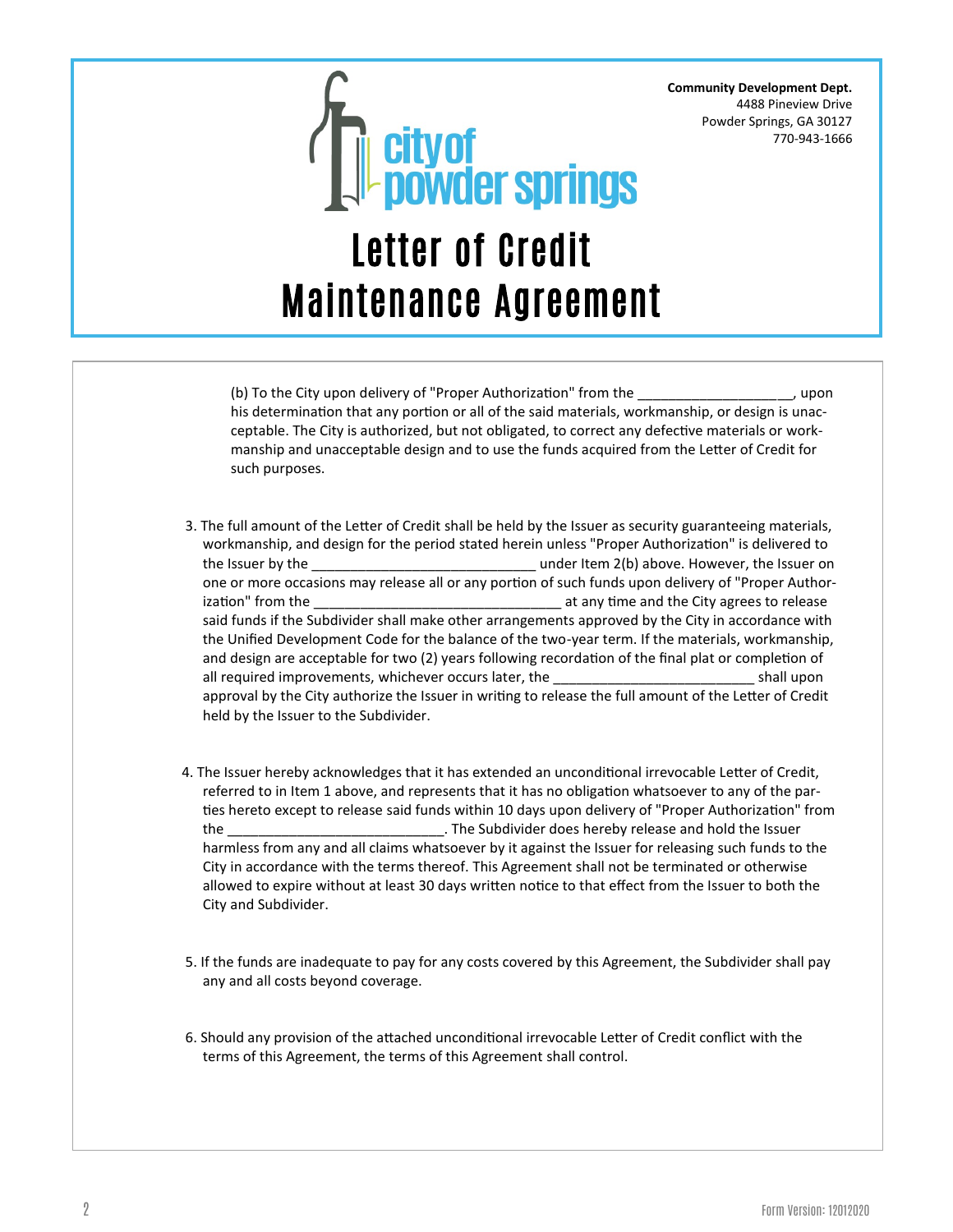**Community Development Dept.**
4488 Pineview Drive
Powder Springs, GA 30127
770-943-1666

# Letter of Credit Maintenance Agreement

(b) To the City upon delivery of "Proper Authorization" from the ____________________, upon his determination that any portion or all of the said materials, workmanship, or design is unacceptable. The City is authorized, but not obligated, to correct any defective materials or workmanship and unacceptable design and to use the funds acquired from the Letter of Credit for such purposes.

3. The full amount of the Letter of Credit shall be held by the Issuer as security guaranteeing materials, workmanship, and design for the period stated herein unless "Proper Authorization" is delivered to the Issuer by the _____________________________ under Item 2(b) above. However, the Issuer on one or more occasions may release all or any portion of such funds upon delivery of "Proper Authorization" from the _______________________________ at any time and the City agrees to release said funds if the Subdivider shall make other arrangements approved by the City in accordance with the Unified Development Code for the balance of the two-year term. If the materials, workmanship, and design are acceptable for two (2) years following recordation of the final plat or completion of all required improvements, whichever occurs later, the _________________________ shall upon approval by the City authorize the Issuer in writing to release the full amount of the Letter of Credit held by the Issuer to the Subdivider.

4. The Issuer hereby acknowledges that it has extended an unconditional irrevocable Letter of Credit, referred to in Item 1 above, and represents that it has no obligation whatsoever to any of the parties hereto except to release said funds within 10 days upon delivery of "Proper Authorization" from the ____________________________. The Subdivider does hereby release and hold the Issuer harmless from any and all claims whatsoever by it against the Issuer for releasing such funds to the City in accordance with the terms thereof. This Agreement shall not be terminated or otherwise allowed to expire without at least 30 days written notice to that effect from the Issuer to both the City and Subdivider.

5. If the funds are inadequate to pay for any costs covered by this Agreement, the Subdivider shall pay any and all costs beyond coverage.

6. Should any provision of the attached unconditional irrevocable Letter of Credit conflict with the terms of this Agreement, the terms of this Agreement shall control.

Form Version: 12012020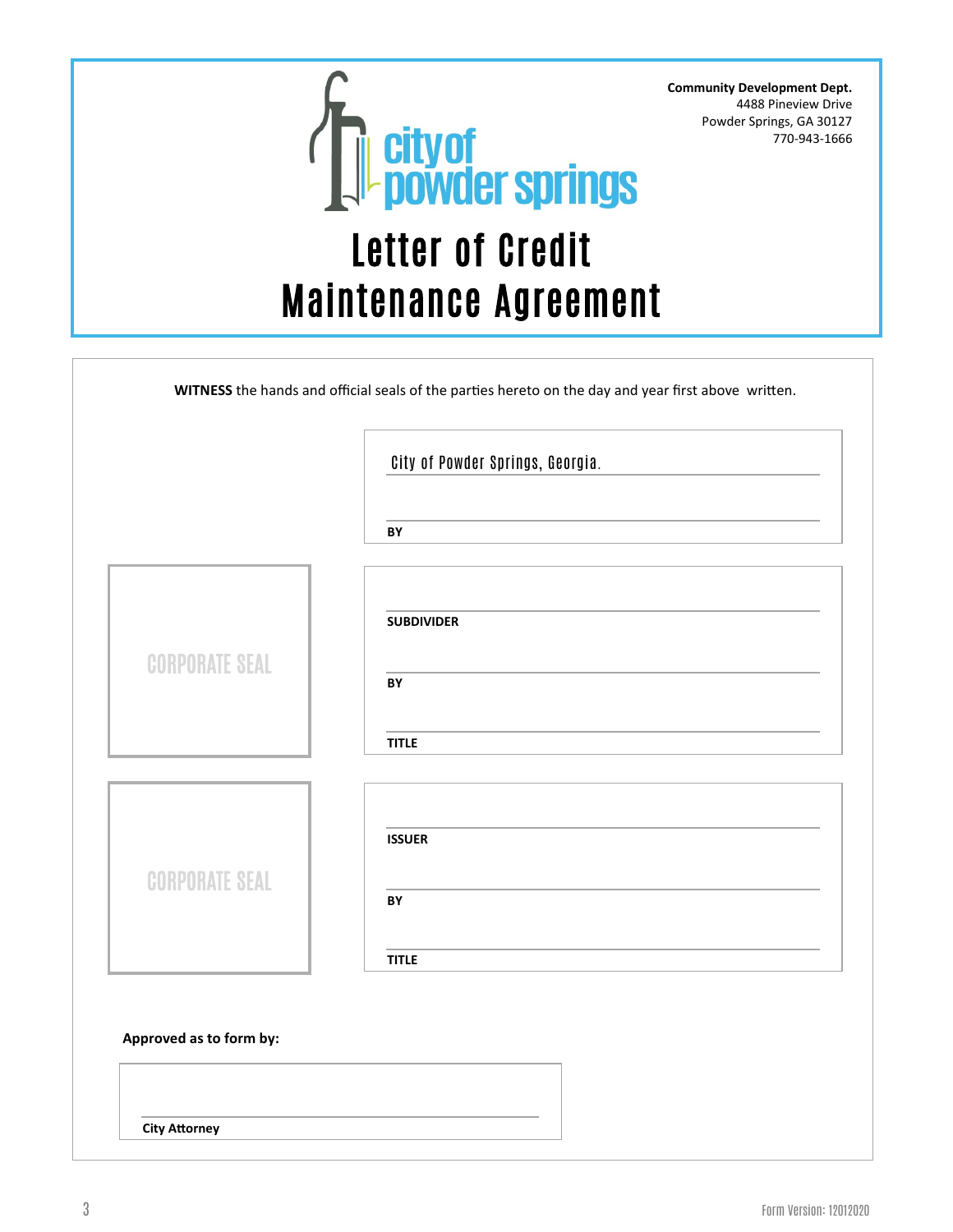**Community Development Dept.**
4488 Pineview Drive
Powder Springs, GA 30127
770-943-1666

city of powder springs

# Letter of Credit Maintenance Agreement

**WITNESS** the hands and official seals of the parties hereto on the day and year first above written.

City of Powder Springs, Georgia.

**BY**

CORPORATE SEAL

**SUBDIVIDER**

**BY**

**TITLE**

CORPORATE SEAL

**ISSUER**

**BY**

**TITLE**

**Approved as to form by:**

**City Attorney**

Form Version: 12012020